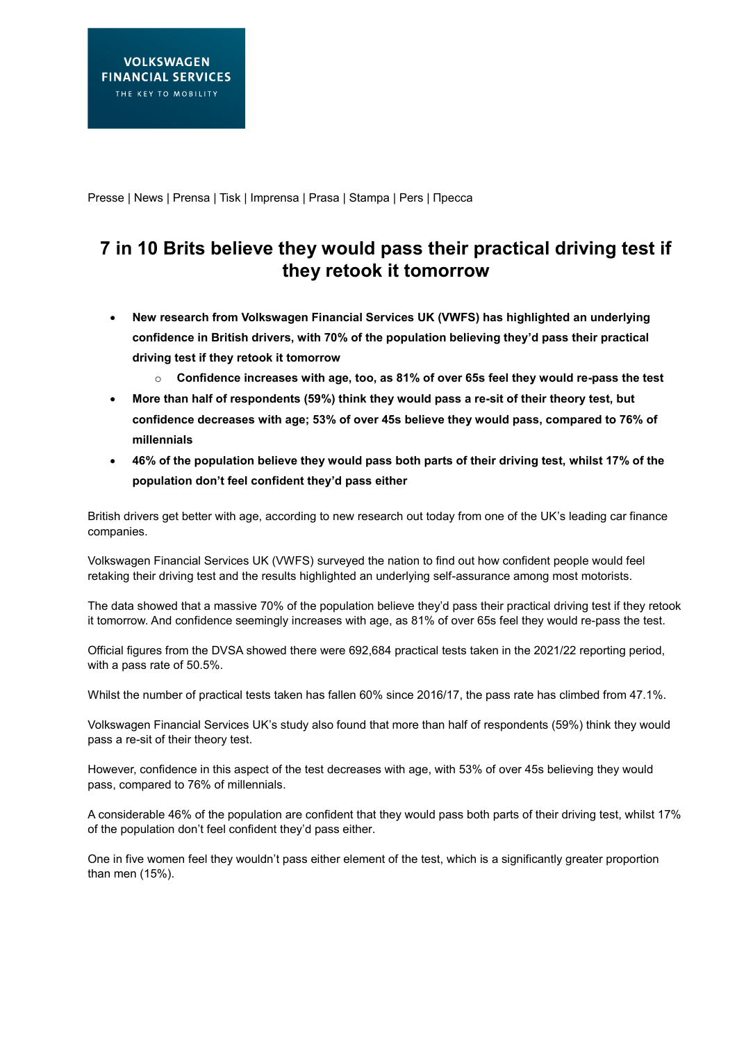VOLKSWAGEN
FINANCIAL SERVICES
THE KEY TO MOBILITY

Presse | News | Prensa | Tisk | Imprensa | Prasa | Stampa | Pers | Пресса

# 7 in 10 Brits believe they would pass their practical driving test if they retook it tomorrow

- **New research from Volkswagen Financial Services UK (VWFS) has highlighted an underlying confidence in British drivers, with 70% of the population believing they'd pass their practical driving test if they retook it tomorrow**
    - **Confidence increases with age, too, as 81% of over 65s feel they would re-pass the test**
- **More than half of respondents (59%) think they would pass a re-sit of their theory test, but confidence decreases with age; 53% of over 45s believe they would pass, compared to 76% of millennials**
- **46% of the population believe they would pass both parts of their driving test, whilst 17% of the population don't feel confident they'd pass either**

British drivers get better with age, according to new research out today from one of the UK's leading car finance companies.

Volkswagen Financial Services UK (VWFS) surveyed the nation to find out how confident people would feel retaking their driving test and the results highlighted an underlying self-assurance among most motorists.

The data showed that a massive 70% of the population believe they'd pass their practical driving test if they retook it tomorrow. And confidence seemingly increases with age, as 81% of over 65s feel they would re-pass the test.

Official figures from the DVSA showed there were 692,684 practical tests taken in the 2021/22 reporting period, with a pass rate of 50.5%.

Whilst the number of practical tests taken has fallen 60% since 2016/17, the pass rate has climbed from 47.1%.

Volkswagen Financial Services UK's study also found that more than half of respondents (59%) think they would pass a re-sit of their theory test.

However, confidence in this aspect of the test decreases with age, with 53% of over 45s believing they would pass, compared to 76% of millennials.

A considerable 46% of the population are confident that they would pass both parts of their driving test, whilst 17% of the population don't feel confident they'd pass either.

One in five women feel they wouldn't pass either element of the test, which is a significantly greater proportion than men (15%).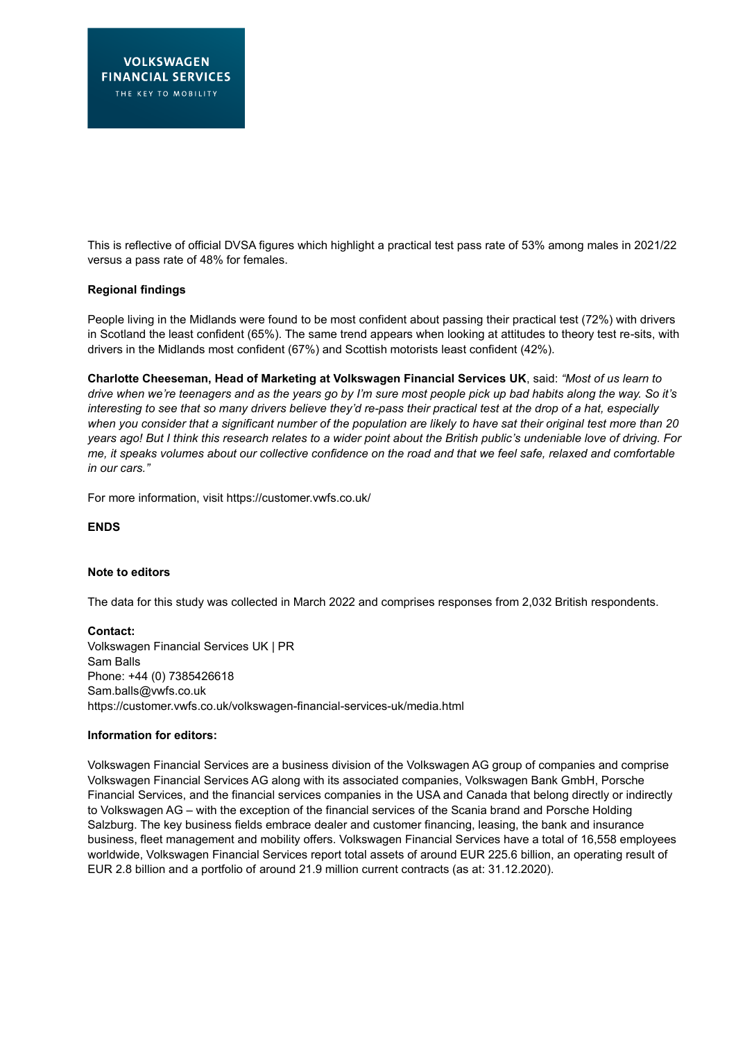This is reflective of official DVSA figures which highlight a practical test pass rate of 53% among males in 2021/22 versus a pass rate of 48% for females.

**Regional findings**

People living in the Midlands were found to be most confident about passing their practical test (72%) with drivers in Scotland the least confident (65%). The same trend appears when looking at attitudes to theory test re-sits, with drivers in the Midlands most confident (67%) and Scottish motorists least confident (42%).

**Charlotte Cheeseman, Head of Marketing at Volkswagen Financial Services UK**, said: *"Most of us learn to drive when we're teenagers and as the years go by I'm sure most people pick up bad habits along the way. So it's interesting to see that so many drivers believe they'd re-pass their practical test at the drop of a hat, especially when you consider that a significant number of the population are likely to have sat their original test more than 20 years ago! But I think this research relates to a wider point about the British public's undeniable love of driving. For me, it speaks volumes about our collective confidence on the road and that we feel safe, relaxed and comfortable in our cars."*

For more information, visit https://customer.vwfs.co.uk/

**ENDS**

**Note to editors**

The data for this study was collected in March 2022 and comprises responses from 2,032 British respondents.

**Contact:**
Volkswagen Financial Services UK | PR
Sam Balls
Phone: +44 (0) 7385426618
Sam.balls@vwfs.co.uk
https://customer.vwfs.co.uk/volkswagen-financial-services-uk/media.html

**Information for editors:**

Volkswagen Financial Services are a business division of the Volkswagen AG group of companies and comprise Volkswagen Financial Services AG along with its associated companies, Volkswagen Bank GmbH, Porsche Financial Services, and the financial services companies in the USA and Canada that belong directly or indirectly to Volkswagen AG – with the exception of the financial services of the Scania brand and Porsche Holding Salzburg. The key business fields embrace dealer and customer financing, leasing, the bank and insurance business, fleet management and mobility offers. Volkswagen Financial Services have a total of 16,558 employees worldwide, Volkswagen Financial Services report total assets of around EUR 225.6 billion, an operating result of EUR 2.8 billion and a portfolio of around 21.9 million current contracts (as at: 31.12.2020).